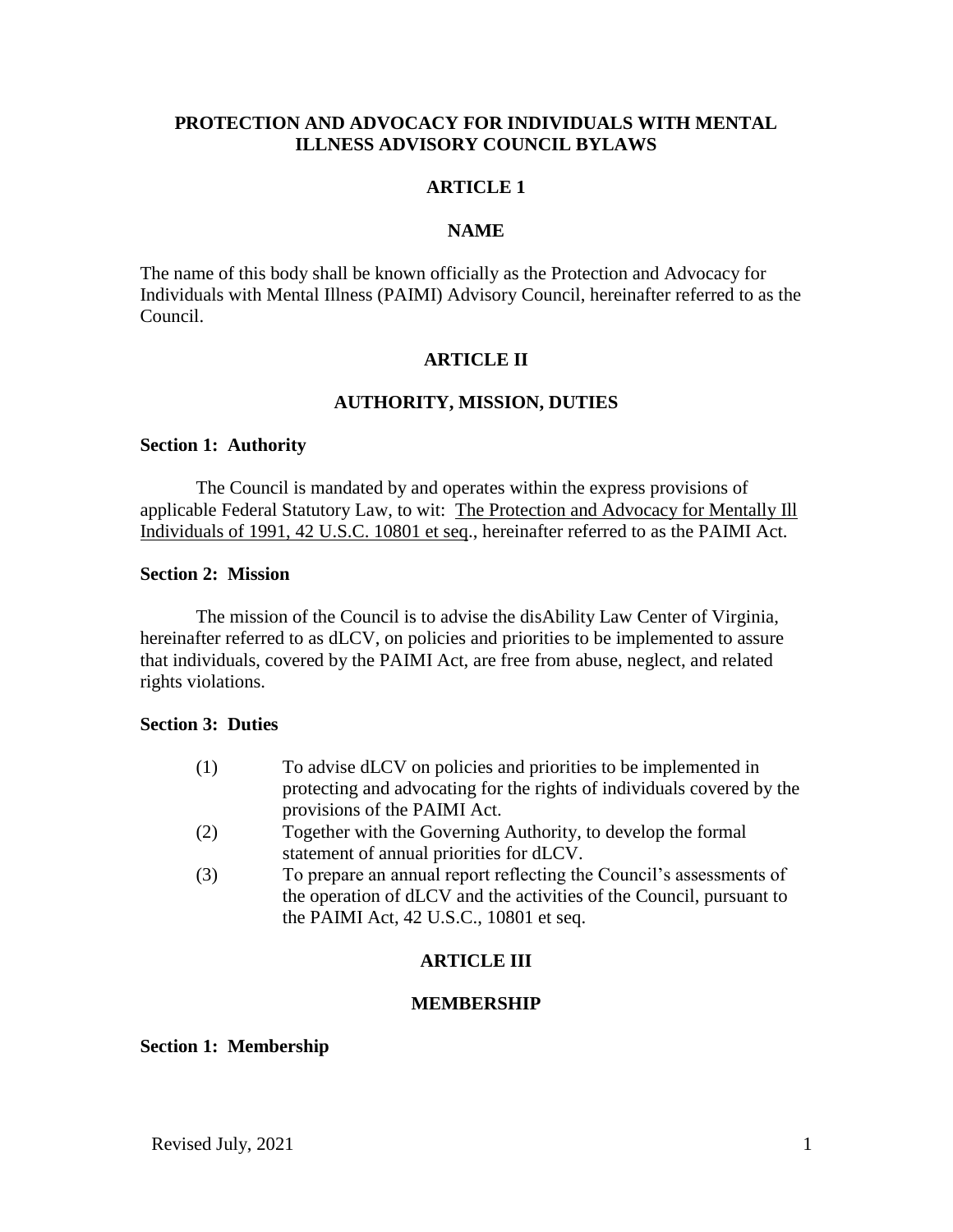# PROTECTION AND ADVOCACY FOR INDIVIDUALS WITH MENTAL ILLNESS ADVISORY COUNCIL BYLAWS

## ARTICLE 1

## NAME

The name of this body shall be known officially as the Protection and Advocacy for Individuals with Mental Illness (PAIMI) Advisory Council, hereinafter referred to as the Council.

## ARTICLE II

## AUTHORITY, MISSION, DUTIES

### Section 1: Authority

The Council is mandated by and operates within the express provisions of applicable Federal Statutory Law, to wit: The Protection and Advocacy for Mentally Ill Individuals of 1991, 42 U.S.C. 10801 et seq., hereinafter referred to as the PAIMI Act.

### Section 2: Mission

The mission of the Council is to advise the disAbility Law Center of Virginia, hereinafter referred to as dLCV, on policies and priorities to be implemented to assure that individuals, covered by the PAIMI Act, are free from abuse, neglect, and related rights violations.

### Section 3: Duties

(1) To advise dLCV on policies and priorities to be implemented in protecting and advocating for the rights of individuals covered by the provisions of the PAIMI Act.

(2) Together with the Governing Authority, to develop the formal statement of annual priorities for dLCV.

(3) To prepare an annual report reflecting the Council's assessments of the operation of dLCV and the activities of the Council, pursuant to the PAIMI Act, 42 U.S.C., 10801 et seq.

## ARTICLE III

## MEMBERSHIP

### Section 1: Membership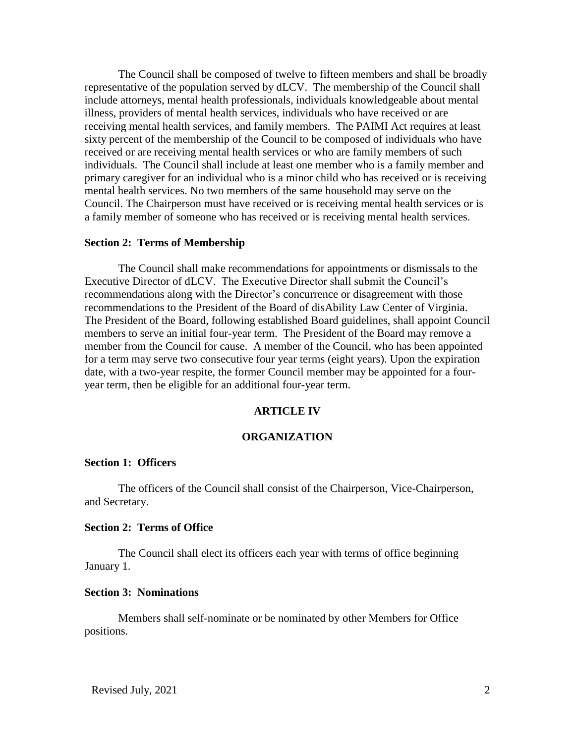The Council shall be composed of twelve to fifteen members and shall be broadly representative of the population served by dLCV. The membership of the Council shall include attorneys, mental health professionals, individuals knowledgeable about mental illness, providers of mental health services, individuals who have received or are receiving mental health services, and family members. The PAIMI Act requires at least sixty percent of the membership of the Council to be composed of individuals who have received or are receiving mental health services or who are family members of such individuals. The Council shall include at least one member who is a family member and primary caregiver for an individual who is a minor child who has received or is receiving mental health services. No two members of the same household may serve on the Council. The Chairperson must have received or is receiving mental health services or is a family member of someone who has received or is receiving mental health services.

**Section 2: Terms of Membership**

The Council shall make recommendations for appointments or dismissals to the Executive Director of dLCV. The Executive Director shall submit the Council's recommendations along with the Director's concurrence or disagreement with those recommendations to the President of the Board of disAbility Law Center of Virginia. The President of the Board, following established Board guidelines, shall appoint Council members to serve an initial four-year term. The President of the Board may remove a member from the Council for cause. A member of the Council, who has been appointed for a term may serve two consecutive four year terms (eight years). Upon the expiration date, with a two-year respite, the former Council member may be appointed for a four-year term, then be eligible for an additional four-year term.

## ARTICLE IV

## ORGANIZATION

**Section 1: Officers**

The officers of the Council shall consist of the Chairperson, Vice-Chairperson, and Secretary.

**Section 2: Terms of Office**

The Council shall elect its officers each year with terms of office beginning January 1.

**Section 3: Nominations**

Members shall self-nominate or be nominated by other Members for Office positions.

Revised July, 2021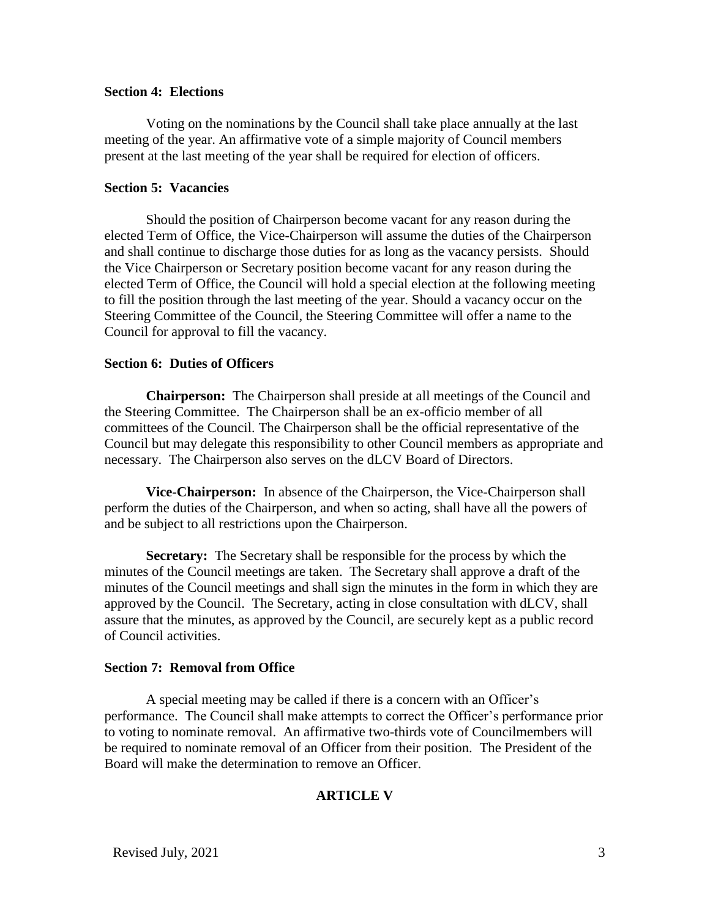**Section 4: Elections**

Voting on the nominations by the Council shall take place annually at the last meeting of the year. An affirmative vote of a simple majority of Council members present at the last meeting of the year shall be required for election of officers.

**Section 5: Vacancies**

Should the position of Chairperson become vacant for any reason during the elected Term of Office, the Vice-Chairperson will assume the duties of the Chairperson and shall continue to discharge those duties for as long as the vacancy persists. Should the Vice Chairperson or Secretary position become vacant for any reason during the elected Term of Office, the Council will hold a special election at the following meeting to fill the position through the last meeting of the year. Should a vacancy occur on the Steering Committee of the Council, the Steering Committee will offer a name to the Council for approval to fill the vacancy.

**Section 6: Duties of Officers**

**Chairperson:** The Chairperson shall preside at all meetings of the Council and the Steering Committee. The Chairperson shall be an ex-officio member of all committees of the Council. The Chairperson shall be the official representative of the Council but may delegate this responsibility to other Council members as appropriate and necessary. The Chairperson also serves on the dLCV Board of Directors.

**Vice-Chairperson:** In absence of the Chairperson, the Vice-Chairperson shall perform the duties of the Chairperson, and when so acting, shall have all the powers of and be subject to all restrictions upon the Chairperson.

**Secretary:** The Secretary shall be responsible for the process by which the minutes of the Council meetings are taken. The Secretary shall approve a draft of the minutes of the Council meetings and shall sign the minutes in the form in which they are approved by the Council. The Secretary, acting in close consultation with dLCV, shall assure that the minutes, as approved by the Council, are securely kept as a public record of Council activities.

**Section 7: Removal from Office**

A special meeting may be called if there is a concern with an Officer's performance. The Council shall make attempts to correct the Officer's performance prior to voting to nominate removal. An affirmative two-thirds vote of Councilmembers will be required to nominate removal of an Officer from their position. The President of the Board will make the determination to remove an Officer.

**ARTICLE V**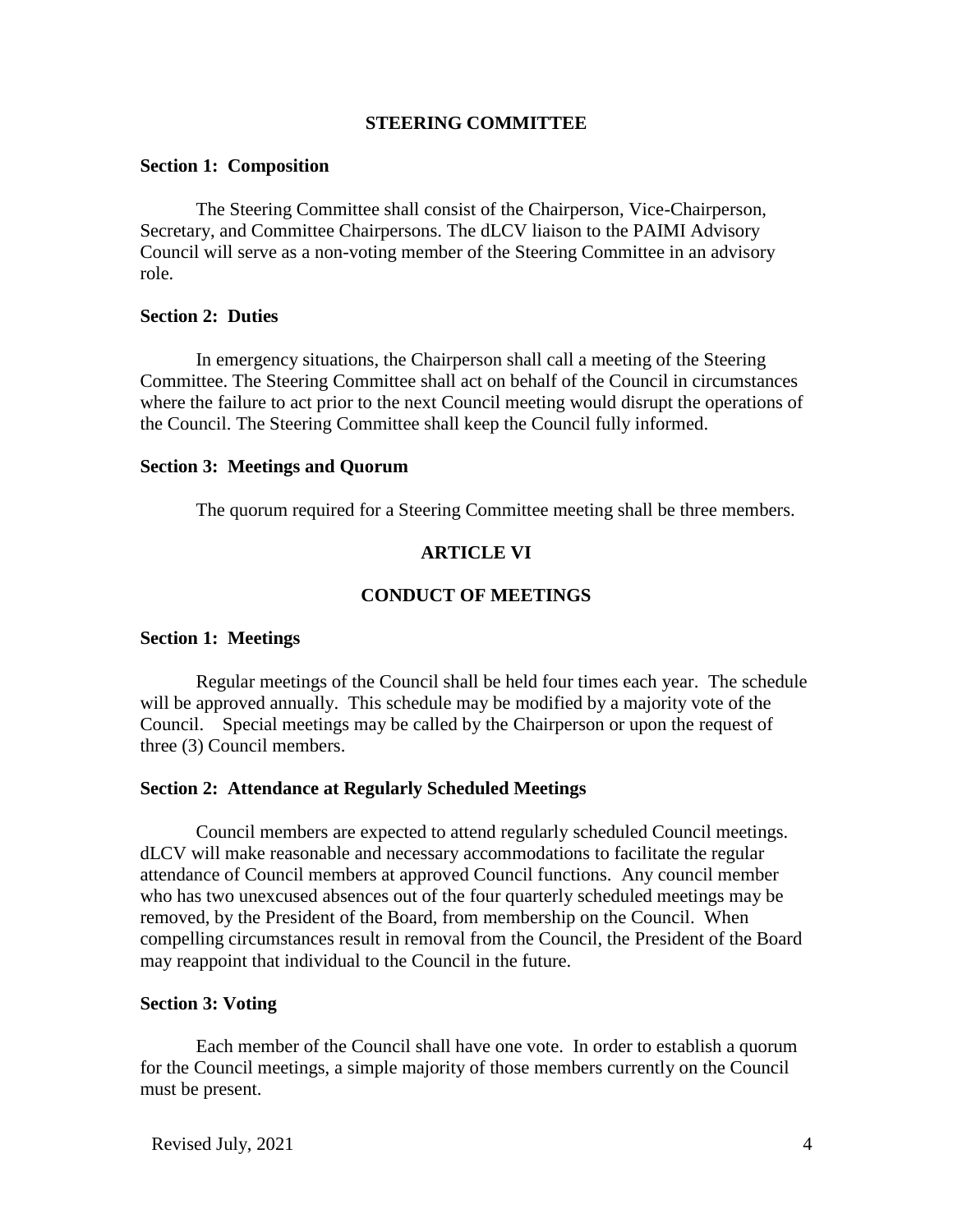## STEERING COMMITTEE

**Section 1: Composition**

The Steering Committee shall consist of the Chairperson, Vice-Chairperson, Secretary, and Committee Chairpersons. The dLCV liaison to the PAIMI Advisory Council will serve as a non-voting member of the Steering Committee in an advisory role.

**Section 2: Duties**

In emergency situations, the Chairperson shall call a meeting of the Steering Committee. The Steering Committee shall act on behalf of the Council in circumstances where the failure to act prior to the next Council meeting would disrupt the operations of the Council. The Steering Committee shall keep the Council fully informed.

**Section 3: Meetings and Quorum**

The quorum required for a Steering Committee meeting shall be three members.

## ARTICLE VI

## CONDUCT OF MEETINGS

**Section 1: Meetings**

Regular meetings of the Council shall be held four times each year. The schedule will be approved annually. This schedule may be modified by a majority vote of the Council. Special meetings may be called by the Chairperson or upon the request of three (3) Council members.

**Section 2: Attendance at Regularly Scheduled Meetings**

Council members are expected to attend regularly scheduled Council meetings. dLCV will make reasonable and necessary accommodations to facilitate the regular attendance of Council members at approved Council functions. Any council member who has two unexcused absences out of the four quarterly scheduled meetings may be removed, by the President of the Board, from membership on the Council. When compelling circumstances result in removal from the Council, the President of the Board may reappoint that individual to the Council in the future.

**Section 3: Voting**

Each member of the Council shall have one vote. In order to establish a quorum for the Council meetings, a simple majority of those members currently on the Council must be present.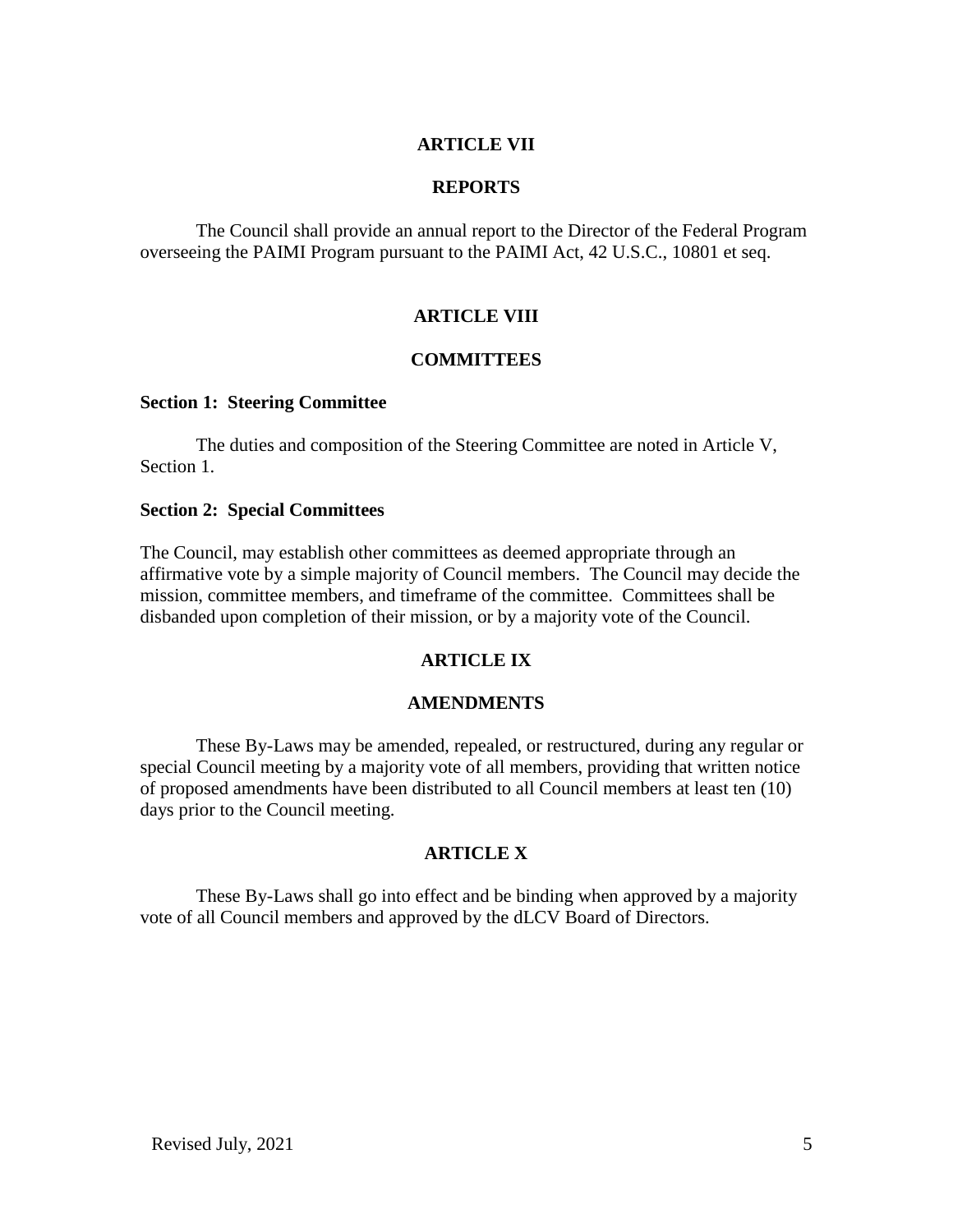## ARTICLE VII

## REPORTS

The Council shall provide an annual report to the Director of the Federal Program overseeing the PAIMI Program pursuant to the PAIMI Act, 42 U.S.C., 10801 et seq.

## ARTICLE VIII

## COMMITTEES

**Section 1: Steering Committee**

The duties and composition of the Steering Committee are noted in Article V, Section 1.

**Section 2: Special Committees**

The Council, may establish other committees as deemed appropriate through an affirmative vote by a simple majority of Council members. The Council may decide the mission, committee members, and timeframe of the committee. Committees shall be disbanded upon completion of their mission, or by a majority vote of the Council.

## ARTICLE IX

## AMENDMENTS

These By-Laws may be amended, repealed, or restructured, during any regular or special Council meeting by a majority vote of all members, providing that written notice of proposed amendments have been distributed to all Council members at least ten (10) days prior to the Council meeting.

## ARTICLE X

These By-Laws shall go into effect and be binding when approved by a majority vote of all Council members and approved by the dLCV Board of Directors.

Revised July, 2021